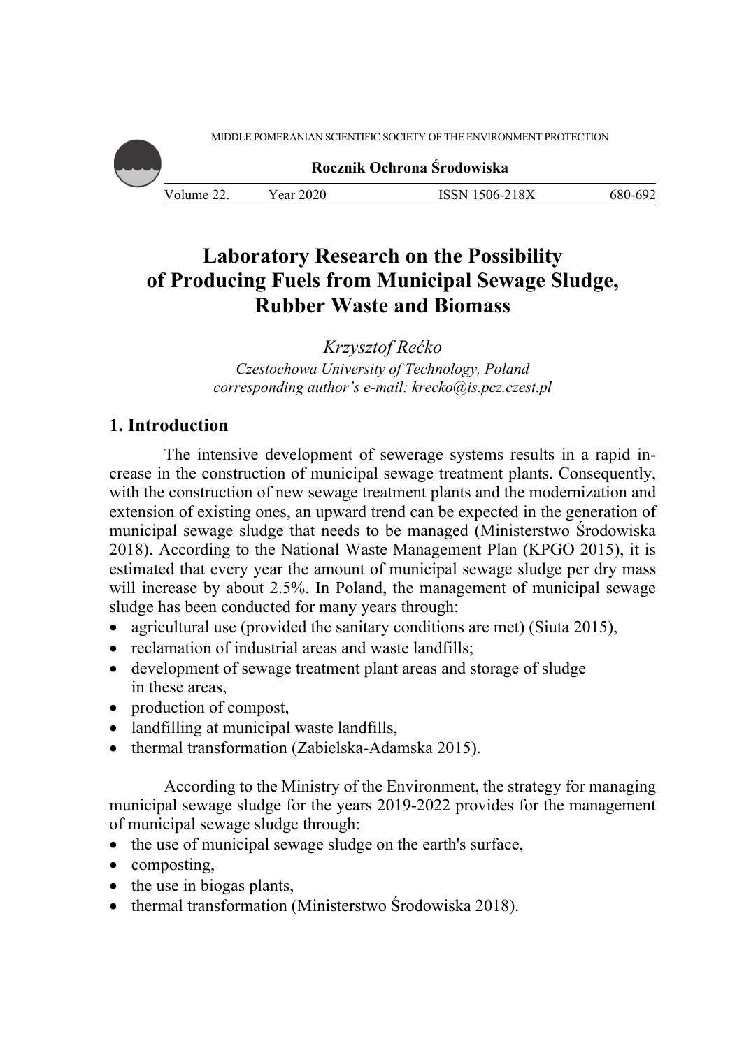# Laboratory Research on the Possibility of Producing Fuels from Municipal Sewage Sludge, Rubber Waste and Biomass

*Krzysztof Rećko*
*Czestochowa University of Technology, Poland*
*corresponding author's e-mail: krecko@is.pcz.czest.pl*

## 1. Introduction

The intensive development of sewerage systems results in a rapid increase in the construction of municipal sewage treatment plants. Consequently, with the construction of new sewage treatment plants and the modernization and extension of existing ones, an upward trend can be expected in the generation of municipal sewage sludge that needs to be managed (Ministerstwo Środowiska 2018). According to the National Waste Management Plan (KPGO 2015), it is estimated that every year the amount of municipal sewage sludge per dry mass will increase by about 2.5%. In Poland, the management of municipal sewage sludge has been conducted for many years through:

- agricultural use (provided the sanitary conditions are met) (Siuta 2015),
- reclamation of industrial areas and waste landfills;
- development of sewage treatment plant areas and storage of sludge in these areas,
- production of compost,
- landfilling at municipal waste landfills,
- thermal transformation (Zabielska-Adamska 2015).

According to the Ministry of the Environment, the strategy for managing municipal sewage sludge for the years 2019-2022 provides for the management of municipal sewage sludge through:

- the use of municipal sewage sludge on the earth's surface,
- composting,
- the use in biogas plants,
- thermal transformation (Ministerstwo Środowiska 2018).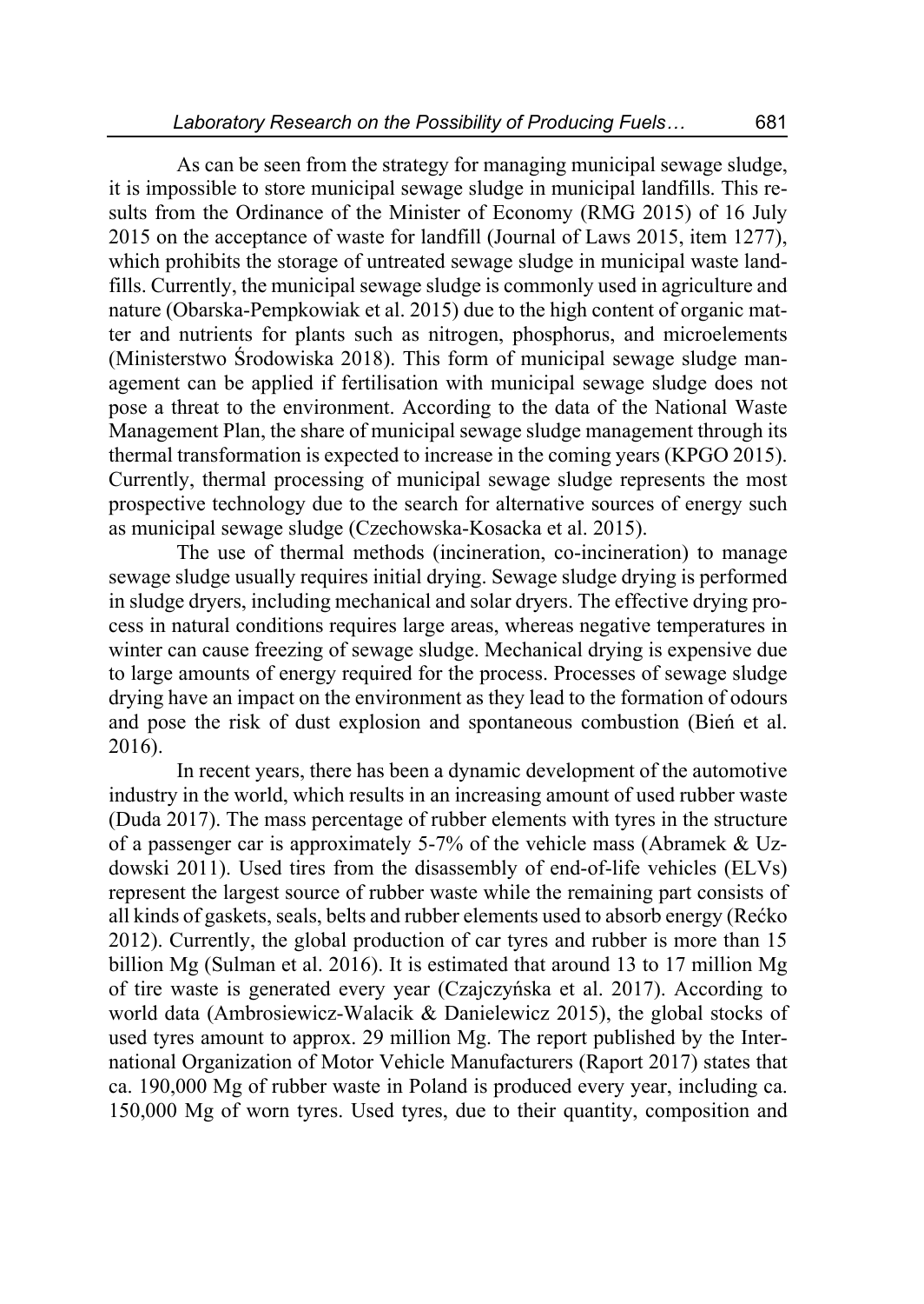As can be seen from the strategy for managing municipal sewage sludge, it is impossible to store municipal sewage sludge in municipal landfills. This results from the Ordinance of the Minister of Economy (RMG 2015) of 16 July 2015 on the acceptance of waste for landfill (Journal of Laws 2015, item 1277), which prohibits the storage of untreated sewage sludge in municipal waste landfills. Currently, the municipal sewage sludge is commonly used in agriculture and nature (Obarska-Pempkowiak et al. 2015) due to the high content of organic matter and nutrients for plants such as nitrogen, phosphorus, and microelements (Ministerstwo Środowiska 2018). This form of municipal sewage sludge management can be applied if fertilisation with municipal sewage sludge does not pose a threat to the environment. According to the data of the National Waste Management Plan, the share of municipal sewage sludge management through its thermal transformation is expected to increase in the coming years (KPGO 2015). Currently, thermal processing of municipal sewage sludge represents the most prospective technology due to the search for alternative sources of energy such as municipal sewage sludge (Czechowska-Kosacka et al. 2015).

The use of thermal methods (incineration, co-incineration) to manage sewage sludge usually requires initial drying. Sewage sludge drying is performed in sludge dryers, including mechanical and solar dryers. The effective drying process in natural conditions requires large areas, whereas negative temperatures in winter can cause freezing of sewage sludge. Mechanical drying is expensive due to large amounts of energy required for the process. Processes of sewage sludge drying have an impact on the environment as they lead to the formation of odours and pose the risk of dust explosion and spontaneous combustion (Bień et al. 2016).

In recent years, there has been a dynamic development of the automotive industry in the world, which results in an increasing amount of used rubber waste (Duda 2017). The mass percentage of rubber elements with tyres in the structure of a passenger car is approximately 5-7% of the vehicle mass (Abramek & Uzdowski 2011). Used tires from the disassembly of end-of-life vehicles (ELVs) represent the largest source of rubber waste while the remaining part consists of all kinds of gaskets, seals, belts and rubber elements used to absorb energy (Rećko 2012). Currently, the global production of car tyres and rubber is more than 15 billion Mg (Sulman et al. 2016). It is estimated that around 13 to 17 million Mg of tire waste is generated every year (Czajczyńska et al. 2017). According to world data (Ambrosiewicz-Walacik & Danielewicz 2015), the global stocks of used tyres amount to approx. 29 million Mg. The report published by the International Organization of Motor Vehicle Manufacturers (Raport 2017) states that ca. 190,000 Mg of rubber waste in Poland is produced every year, including ca. 150,000 Mg of worn tyres. Used tyres, due to their quantity, composition and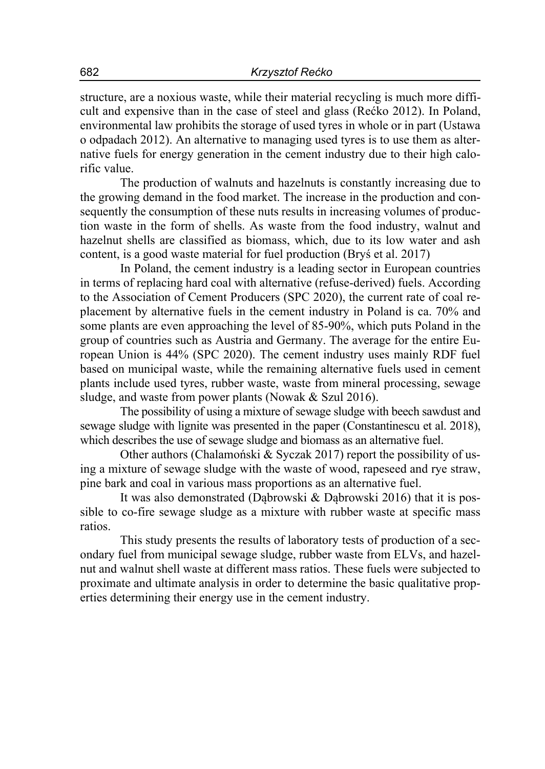structure, are a noxious waste, while their material recycling is much more difficult and expensive than in the case of steel and glass (Rećko 2012). In Poland, environmental law prohibits the storage of used tyres in whole or in part (Ustawa o odpadach 2012). An alternative to managing used tyres is to use them as alternative fuels for energy generation in the cement industry due to their high calorific value.

The production of walnuts and hazelnuts is constantly increasing due to the growing demand in the food market. The increase in the production and consequently the consumption of these nuts results in increasing volumes of production waste in the form of shells. As waste from the food industry, walnut and hazelnut shells are classified as biomass, which, due to its low water and ash content, is a good waste material for fuel production (Bryś et al. 2017)

In Poland, the cement industry is a leading sector in European countries in terms of replacing hard coal with alternative (refuse-derived) fuels. According to the Association of Cement Producers (SPC 2020), the current rate of coal replacement by alternative fuels in the cement industry in Poland is ca. 70% and some plants are even approaching the level of 85-90%, which puts Poland in the group of countries such as Austria and Germany. The average for the entire European Union is 44% (SPC 2020). The cement industry uses mainly RDF fuel based on municipal waste, while the remaining alternative fuels used in cement plants include used tyres, rubber waste, waste from mineral processing, sewage sludge, and waste from power plants (Nowak & Szul 2016).

The possibility of using a mixture of sewage sludge with beech sawdust and sewage sludge with lignite was presented in the paper (Constantinescu et al. 2018), which describes the use of sewage sludge and biomass as an alternative fuel.

Other authors (Chalamoński & Syczak 2017) report the possibility of using a mixture of sewage sludge with the waste of wood, rapeseed and rye straw, pine bark and coal in various mass proportions as an alternative fuel.

It was also demonstrated (Dąbrowski & Dąbrowski 2016) that it is possible to co-fire sewage sludge as a mixture with rubber waste at specific mass ratios.

This study presents the results of laboratory tests of production of a secondary fuel from municipal sewage sludge, rubber waste from ELVs, and hazelnut and walnut shell waste at different mass ratios. These fuels were subjected to proximate and ultimate analysis in order to determine the basic qualitative properties determining their energy use in the cement industry.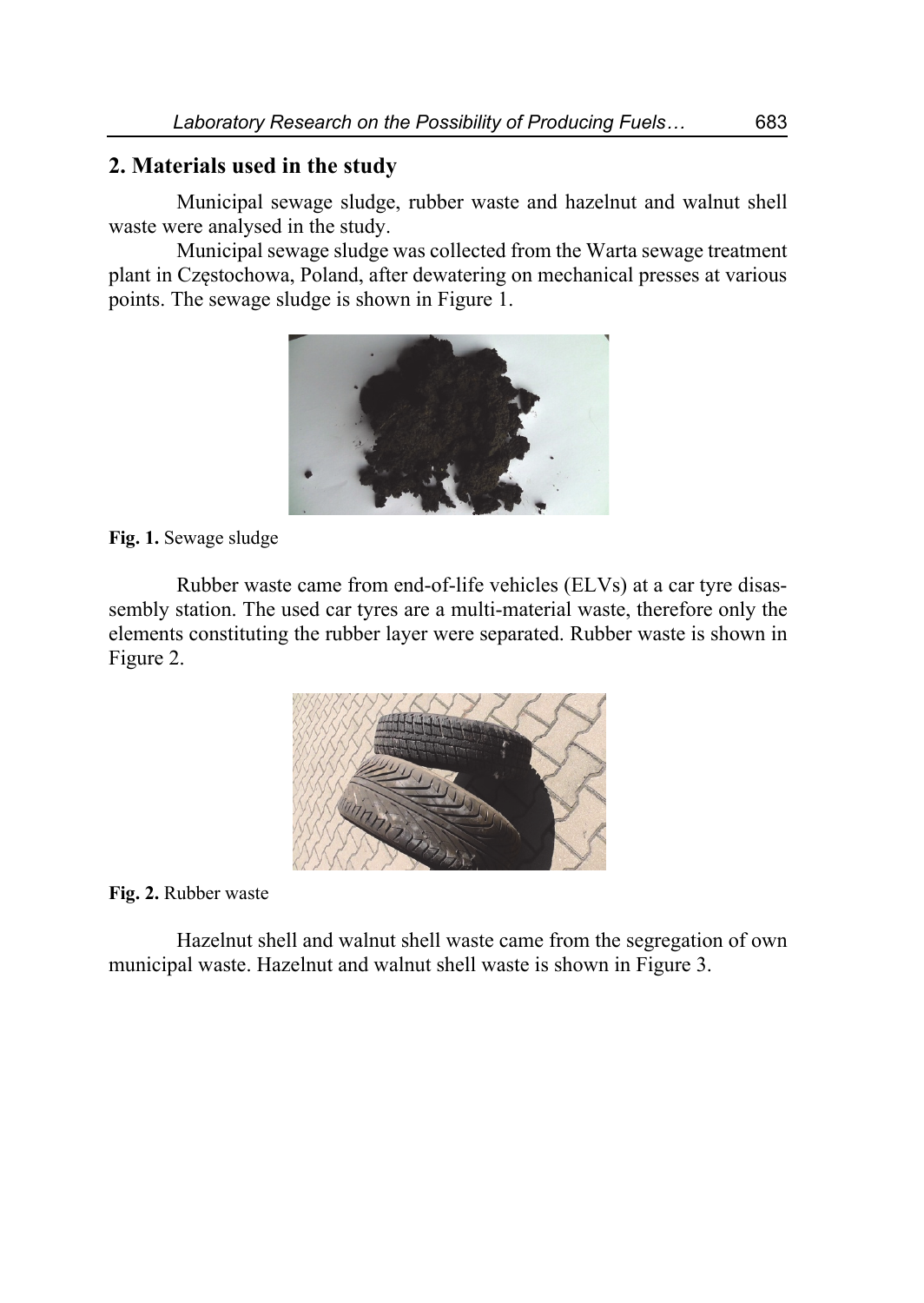## 2. Materials used in the study

Municipal sewage sludge, rubber waste and hazelnut and walnut shell waste were analysed in the study.

Municipal sewage sludge was collected from the Warta sewage treatment plant in Częstochowa, Poland, after dewatering on mechanical presses at various points. The sewage sludge is shown in Figure 1.

**Fig. 1.** Sewage sludge

Rubber waste came from end-of-life vehicles (ELVs) at a car tyre disassembly station. The used car tyres are a multi-material waste, therefore only the elements constituting the rubber layer were separated. Rubber waste is shown in Figure 2.

**Fig. 2.** Rubber waste

Hazelnut shell and walnut shell waste came from the segregation of own municipal waste. Hazelnut and walnut shell waste is shown in Figure 3.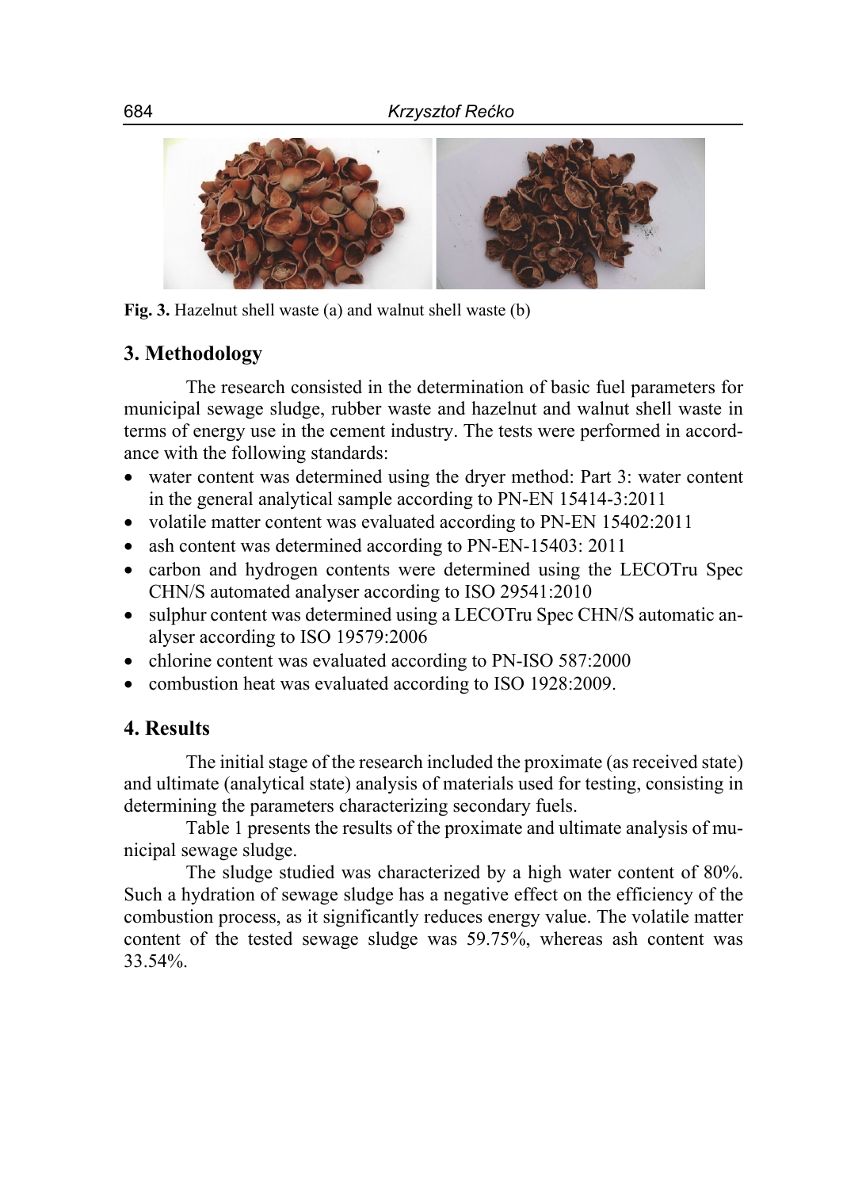Fig. 3. Hazelnut shell waste (a) and walnut shell waste (b)

## 3. Methodology

The research consisted in the determination of basic fuel parameters for municipal sewage sludge, rubber waste and hazelnut and walnut shell waste in terms of energy use in the cement industry. The tests were performed in accordance with the following standards:

- water content was determined using the dryer method: Part 3: water content in the general analytical sample according to PN-EN 15414-3:2011
- volatile matter content was evaluated according to PN-EN 15402:2011
- ash content was determined according to PN-EN-15403: 2011
- carbon and hydrogen contents were determined using the LECOTru Spec CHN/S automated analyser according to ISO 29541:2010
- sulphur content was determined using a LECOTru Spec CHN/S automatic analyser according to ISO 19579:2006
- chlorine content was evaluated according to PN-ISO 587:2000
- combustion heat was evaluated according to ISO 1928:2009.

## 4. Results

The initial stage of the research included the proximate (as received state) and ultimate (analytical state) analysis of materials used for testing, consisting in determining the parameters characterizing secondary fuels.

Table 1 presents the results of the proximate and ultimate analysis of municipal sewage sludge.

The sludge studied was characterized by a high water content of 80%. Such a hydration of sewage sludge has a negative effect on the efficiency of the combustion process, as it significantly reduces energy value. The volatile matter content of the tested sewage sludge was 59.75%, whereas ash content was 33.54%.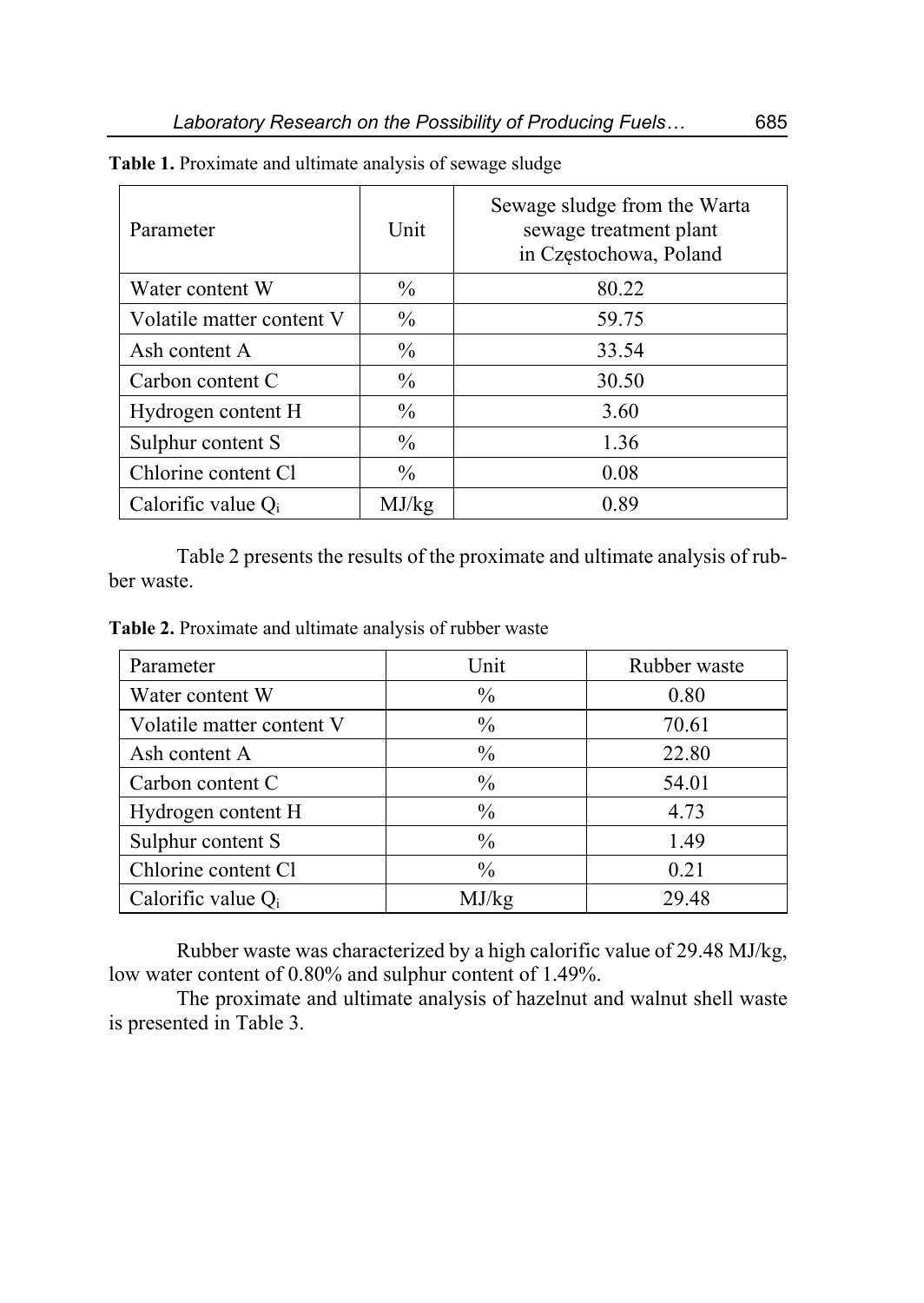**Table 1.** Proximate and ultimate analysis of sewage sludge

| Parameter | Unit | Sewage sludge from the Warta sewage treatment plant in Częstochowa, Poland |
|---|---|---|
| Water content W | % | 80.22 |
| Volatile matter content V | % | 59.75 |
| Ash content A | % | 33.54 |
| Carbon content C | % | 30.50 |
| Hydrogen content H | % | 3.60 |
| Sulphur content S | % | 1.36 |
| Chlorine content Cl | % | 0.08 |
| Calorific value $Q_i$ | MJ/kg | 0.89 |

Table 2 presents the results of the proximate and ultimate analysis of rubber waste.

**Table 2.** Proximate and ultimate analysis of rubber waste

| Parameter | Unit | Rubber waste |
|---|---|---|
| Water content W | % | 0.80 |
| Volatile matter content V | % | 70.61 |
| Ash content A | % | 22.80 |
| Carbon content C | % | 54.01 |
| Hydrogen content H | % | 4.73 |
| Sulphur content S | % | 1.49 |
| Chlorine content Cl | % | 0.21 |
| Calorific value $Q_i$ | MJ/kg | 29.48 |

Rubber waste was characterized by a high calorific value of 29.48 MJ/kg, low water content of 0.80% and sulphur content of 1.49%.

The proximate and ultimate analysis of hazelnut and walnut shell waste is presented in Table 3.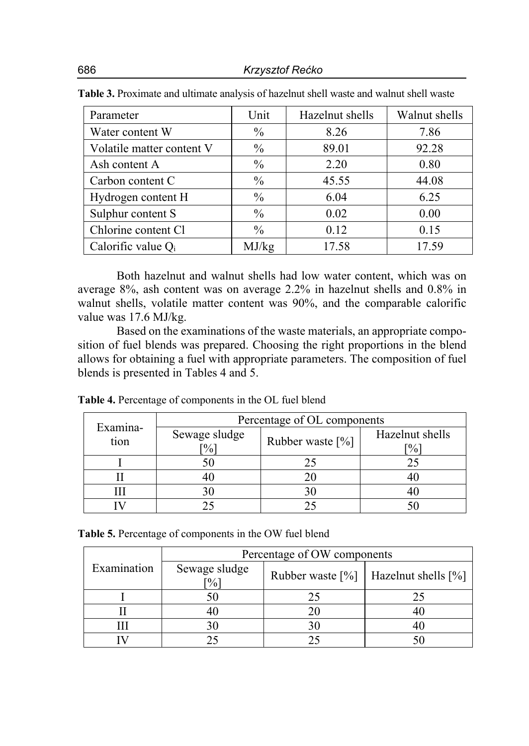**Table 3.** Proximate and ultimate analysis of hazelnut shell waste and walnut shell waste

| Parameter | Unit | Hazelnut shells | Walnut shells |
|---|---|---|---|
| Water content W | % | 8.26 | 7.86 |
| Volatile matter content V | % | 89.01 | 92.28 |
| Ash content A | % | 2.20 | 0.80 |
| Carbon content C | % | 45.55 | 44.08 |
| Hydrogen content H | % | 6.04 | 6.25 |
| Sulphur content S | % | 0.02 | 0.00 |
| Chlorine content Cl | % | 0.12 | 0.15 |
| Calorific value $Q_i$ | MJ/kg | 17.58 | 17.59 |

Both hazelnut and walnut shells had low water content, which was on average 8%, ash content was on average 2.2% in hazelnut shells and 0.8% in walnut shells, volatile matter content was 90%, and the comparable calorific value was 17.6 MJ/kg.

Based on the examinations of the waste materials, an appropriate composition of fuel blends was prepared. Choosing the right proportions in the blend allows for obtaining a fuel with appropriate parameters. The composition of fuel blends is presented in Tables 4 and 5.

**Table 4.** Percentage of components in the OL fuel blend

| Examination | Percentage of OL components | | |
|---|---|---|---|
| | Sewage sludge [%] | Rubber waste [%] | Hazelnut shells [%] |
| I | 50 | 25 | 25 |
| II | 40 | 20 | 40 |
| III | 30 | 30 | 40 |
| IV | 25 | 25 | 50 |

**Table 5.** Percentage of components in the OW fuel blend

| Examination | Percentage of OW components | | |
|---|---|---|---|
| | Sewage sludge [%] | Rubber waste [%] | Hazelnut shells [%] |
| I | 50 | 25 | 25 |
| II | 40 | 20 | 40 |
| III | 30 | 30 | 40 |
| IV | 25 | 25 | 50 |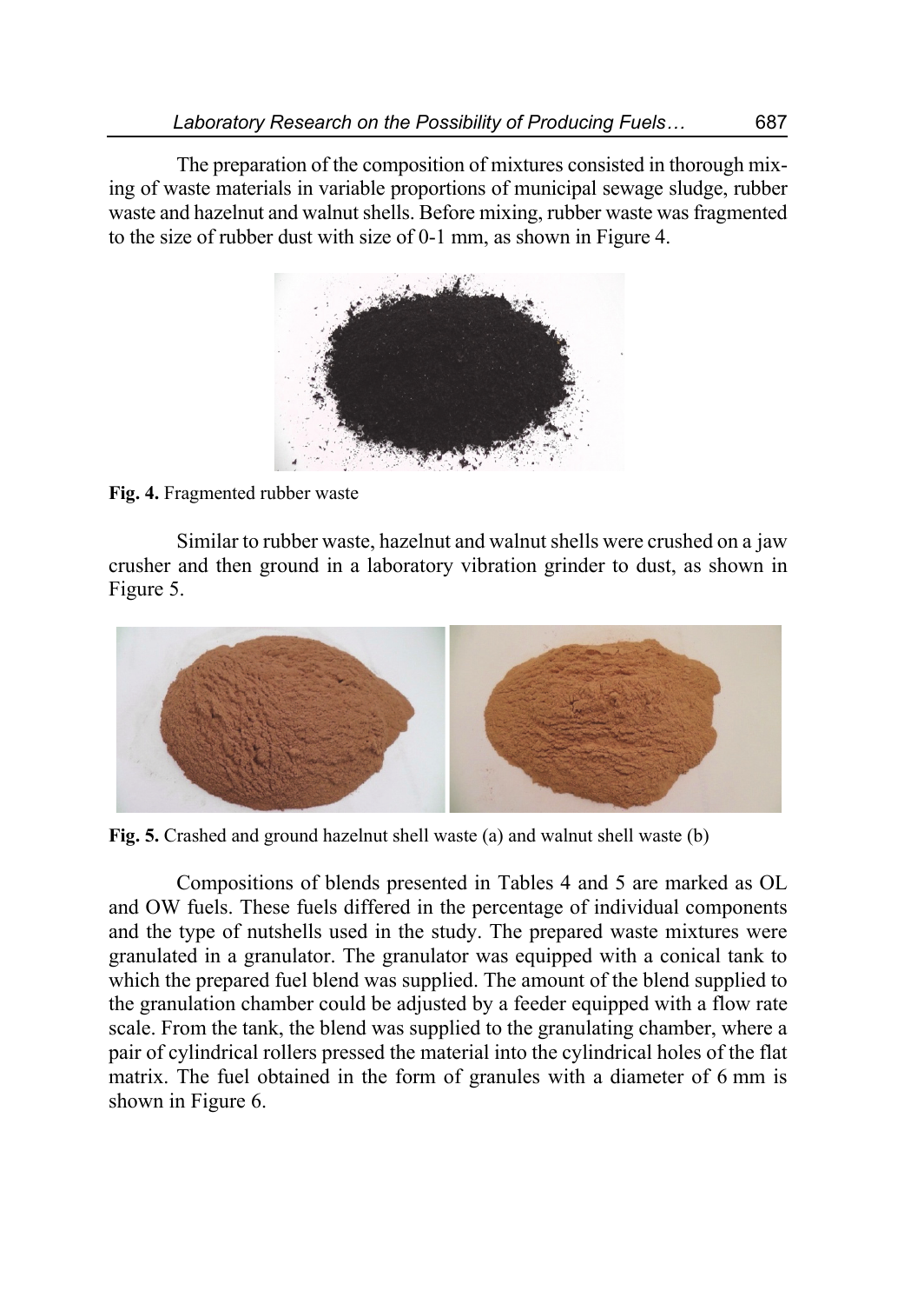The preparation of the composition of mixtures consisted in thorough mixing of waste materials in variable proportions of municipal sewage sludge, rubber waste and hazelnut and walnut shells. Before mixing, rubber waste was fragmented to the size of rubber dust with size of 0-1 mm, as shown in Figure 4.

**Fig. 4.** Fragmented rubber waste

Similar to rubber waste, hazelnut and walnut shells were crushed on a jaw crusher and then ground in a laboratory vibration grinder to dust, as shown in Figure 5.

**Fig. 5.** Crashed and ground hazelnut shell waste (a) and walnut shell waste (b)

Compositions of blends presented in Tables 4 and 5 are marked as OL and OW fuels. These fuels differed in the percentage of individual components and the type of nutshells used in the study. The prepared waste mixtures were granulated in a granulator. The granulator was equipped with a conical tank to which the prepared fuel blend was supplied. The amount of the blend supplied to the granulation chamber could be adjusted by a feeder equipped with a flow rate scale. From the tank, the blend was supplied to the granulating chamber, where a pair of cylindrical rollers pressed the material into the cylindrical holes of the flat matrix. The fuel obtained in the form of granules with a diameter of 6 mm is shown in Figure 6.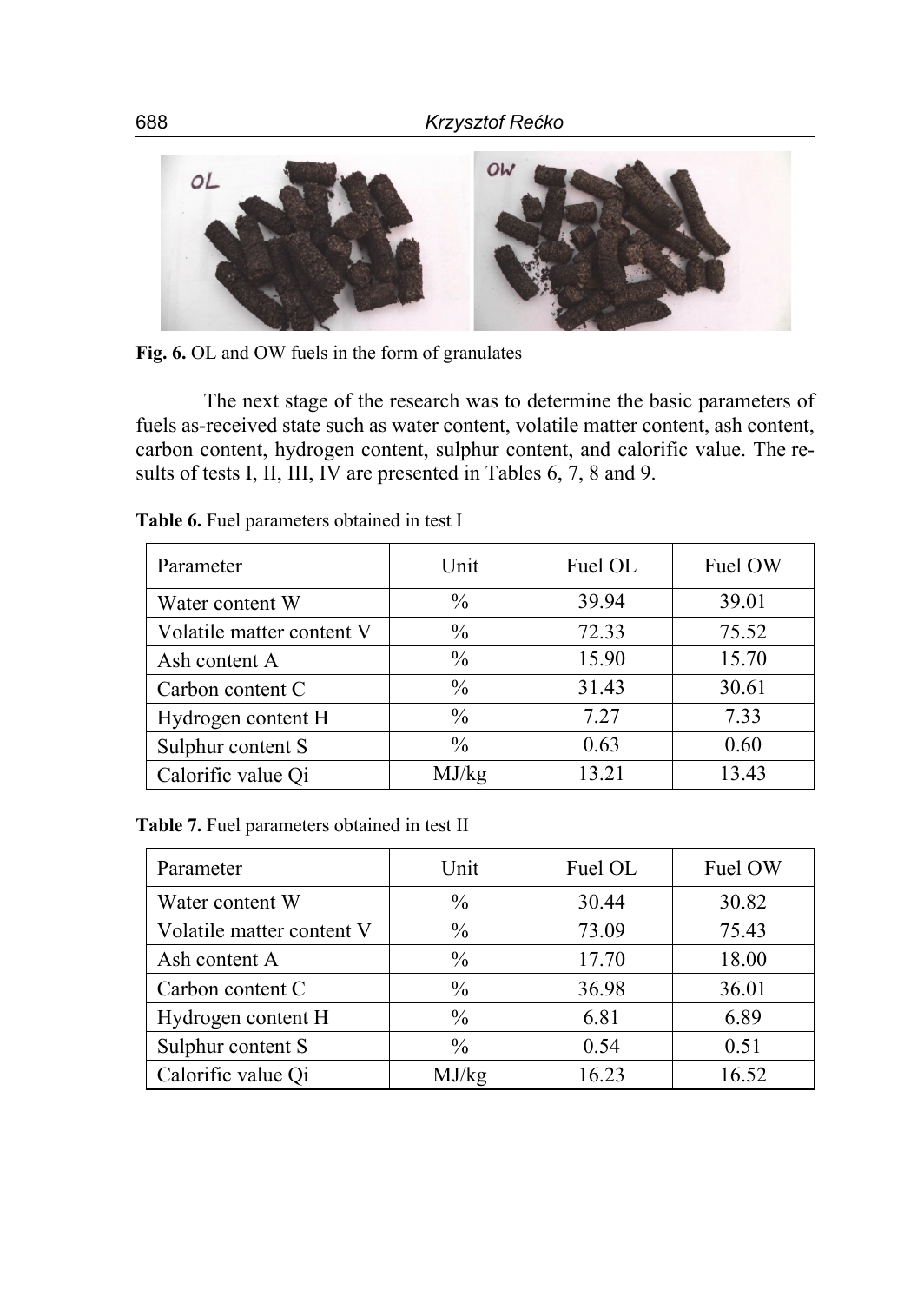Fig. 6. OL and OW fuels in the form of granulates

The next stage of the research was to determine the basic parameters of fuels as-received state such as water content, volatile matter content, ash content, carbon content, hydrogen content, sulphur content, and calorific value. The results of tests I, II, III, IV are presented in Tables 6, 7, 8 and 9.

**Table 6.** Fuel parameters obtained in test I

| Parameter | Unit | Fuel OL | Fuel OW |
|---|---|---|---|
| Water content W | % | 39.94 | 39.01 |
| Volatile matter content V | % | 72.33 | 75.52 |
| Ash content A | % | 15.90 | 15.70 |
| Carbon content C | % | 31.43 | 30.61 |
| Hydrogen content H | % | 7.27 | 7.33 |
| Sulphur content S | % | 0.63 | 0.60 |
| Calorific value Qi | MJ/kg | 13.21 | 13.43 |

**Table 7.** Fuel parameters obtained in test II

| Parameter | Unit | Fuel OL | Fuel OW |
|---|---|---|---|
| Water content W | % | 30.44 | 30.82 |
| Volatile matter content V | % | 73.09 | 75.43 |
| Ash content A | % | 17.70 | 18.00 |
| Carbon content C | % | 36.98 | 36.01 |
| Hydrogen content H | % | 6.81 | 6.89 |
| Sulphur content S | % | 0.54 | 0.51 |
| Calorific value Qi | MJ/kg | 16.23 | 16.52 |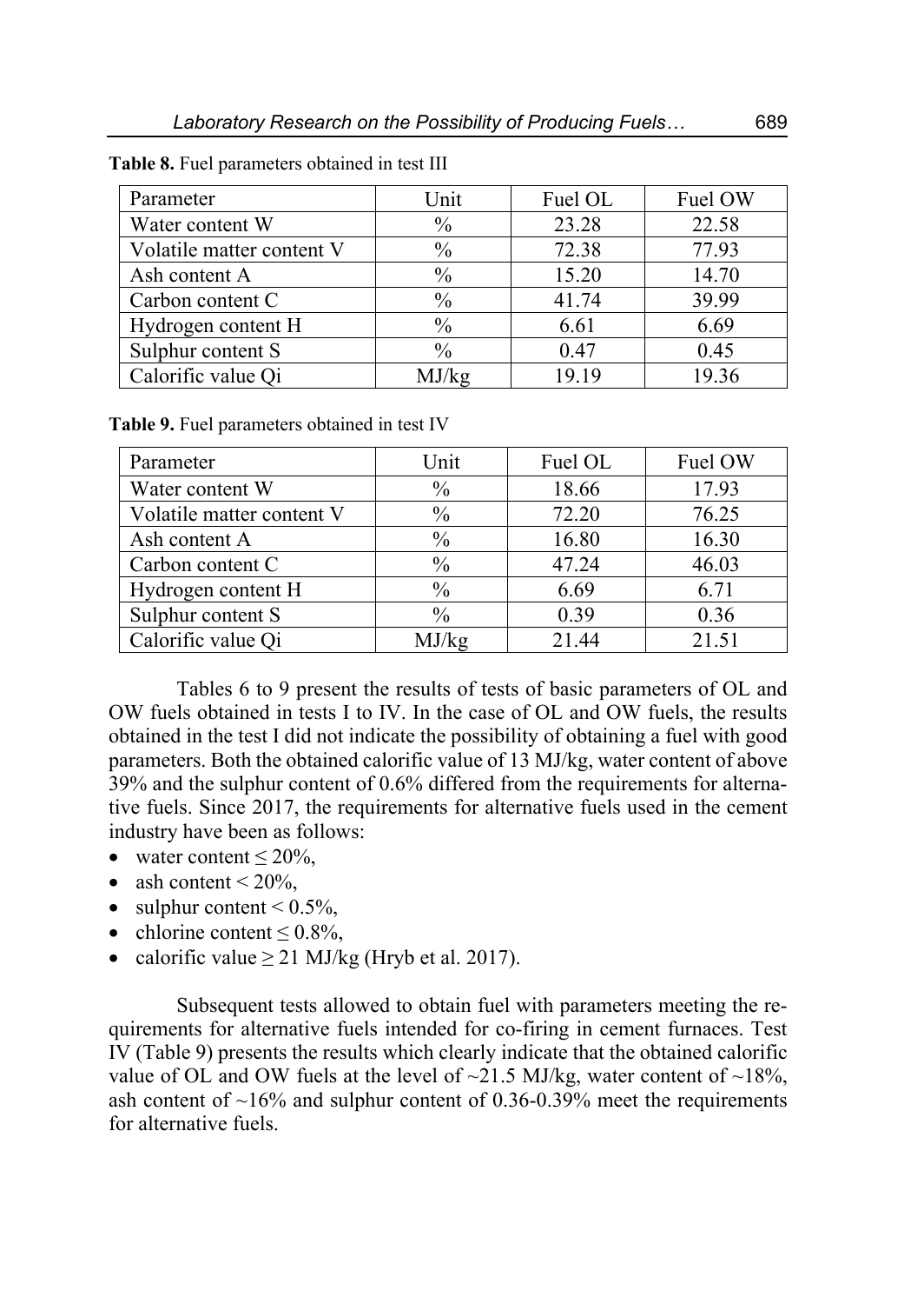**Table 8.** Fuel parameters obtained in test III

| Parameter | Unit | Fuel OL | Fuel OW |
|---|---|---|---|
| Water content W | % | 23.28 | 22.58 |
| Volatile matter content V | % | 72.38 | 77.93 |
| Ash content A | % | 15.20 | 14.70 |
| Carbon content C | % | 41.74 | 39.99 |
| Hydrogen content H | % | 6.61 | 6.69 |
| Sulphur content S | % | 0.47 | 0.45 |
| Calorific value Qi | MJ/kg | 19.19 | 19.36 |

**Table 9.** Fuel parameters obtained in test IV

| Parameter | Unit | Fuel OL | Fuel OW |
|---|---|---|---|
| Water content W | % | 18.66 | 17.93 |
| Volatile matter content V | % | 72.20 | 76.25 |
| Ash content A | % | 16.80 | 16.30 |
| Carbon content C | % | 47.24 | 46.03 |
| Hydrogen content H | % | 6.69 | 6.71 |
| Sulphur content S | % | 0.39 | 0.36 |
| Calorific value Qi | MJ/kg | 21.44 | 21.51 |

Tables 6 to 9 present the results of tests of basic parameters of OL and OW fuels obtained in tests I to IV. In the case of OL and OW fuels, the results obtained in the test I did not indicate the possibility of obtaining a fuel with good parameters. Both the obtained calorific value of 13 MJ/kg, water content of above 39% and the sulphur content of 0.6% differed from the requirements for alternative fuels. Since 2017, the requirements for alternative fuels used in the cement industry have been as follows:

- water content ≤ 20%,
- ash content < 20%,
- sulphur content < 0.5%,
- chlorine content ≤ 0.8%,
- calorific value ≥ 21 MJ/kg (Hryb et al. 2017).

Subsequent tests allowed to obtain fuel with parameters meeting the requirements for alternative fuels intended for co-firing in cement furnaces. Test IV (Table 9) presents the results which clearly indicate that the obtained calorific value of OL and OW fuels at the level of ~21.5 MJ/kg, water content of ~18%, ash content of ~16% and sulphur content of 0.36-0.39% meet the requirements for alternative fuels.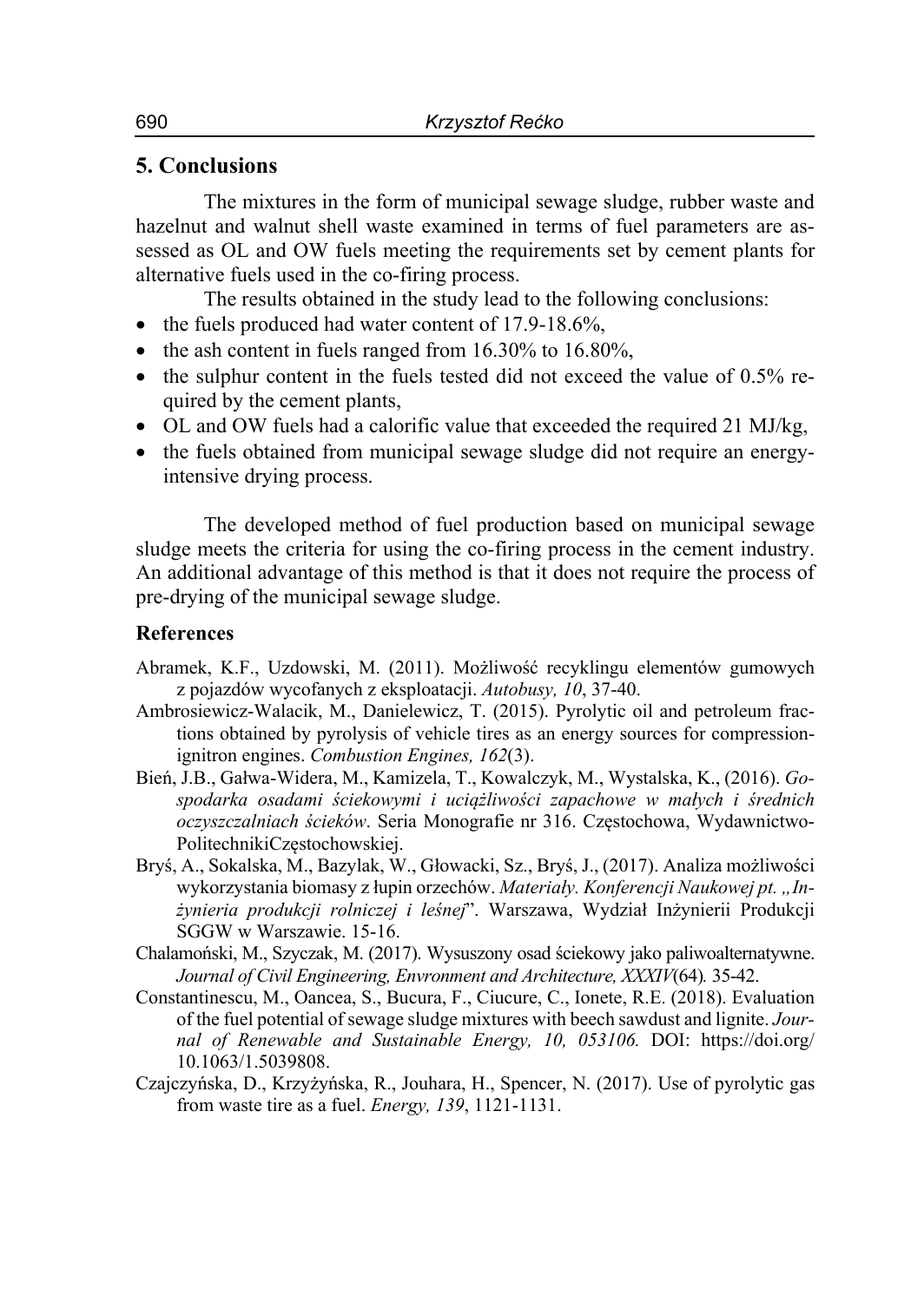## 5. Conclusions

The mixtures in the form of municipal sewage sludge, rubber waste and hazelnut and walnut shell waste examined in terms of fuel parameters are assessed as OL and OW fuels meeting the requirements set by cement plants for alternative fuels used in the co-firing process.

The results obtained in the study lead to the following conclusions:

- the fuels produced had water content of 17.9-18.6%,
- the ash content in fuels ranged from 16.30% to 16.80%,
- the sulphur content in the fuels tested did not exceed the value of 0.5% required by the cement plants,
- OL and OW fuels had a calorific value that exceeded the required 21 MJ/kg,
- the fuels obtained from municipal sewage sludge did not require an energy-intensive drying process.

The developed method of fuel production based on municipal sewage sludge meets the criteria for using the co-firing process in the cement industry. An additional advantage of this method is that it does not require the process of pre-drying of the municipal sewage sludge.

### References

Abramek, K.F., Uzdowski, M. (2011). Możliwość recyklingu elementów gumowych z pojazdów wycofanych z eksploatacji. *Autobusy, 10*, 37-40.

Ambrosiewicz-Walacik, M., Danielewicz, T. (2015). Pyrolytic oil and petroleum fractions obtained by pyrolysis of vehicle tires as an energy sources for compression-ignitron engines. *Combustion Engines, 162*(3).

Bień, J.B., Gałwa-Widera, M., Kamizela, T., Kowalczyk, M., Wystalska, K., (2016). *Gospodarka osadami ściekowymi i uciążliwości zapachowe w małych i średnich oczyszczalniach ścieków*. Seria Monografie nr 316. Częstochowa, Wydawnictwo-PolitechnikiCzęstochowskiej.

Bryś, A., Sokalska, M., Bazylak, W., Głowacki, Sz., Bryś, J., (2017). Analiza możliwości wykorzystania biomasy z łupin orzechów. *Materiały. Konferencji Naukowej pt. „Inżynieria produkcji rolniczej i leśnej*". Warszawa, Wydział Inżynierii Produkcji SGGW w Warszawie. 15-16.

Chalamoński, M., Szyczak, M. (2017). Wysuszony osad ściekowy jako paliwoalternatywne. *Journal of Civil Engineering, Envronment and Architecture, XXXIV*(64)*.* 35-42.

Constantinescu, M., Oancea, S., Bucura, F., Ciucure, C., Ionete, R.E. (2018). Evaluation of the fuel potential of sewage sludge mixtures with beech sawdust and lignite. *Journal of Renewable and Sustainable Energy, 10, 053106.* DOI: https://doi.org/10.1063/1.5039808.

Czajczyńska, D., Krzyżyńska, R., Jouhara, H., Spencer, N. (2017). Use of pyrolytic gas from waste tire as a fuel. *Energy, 139*, 1121-1131.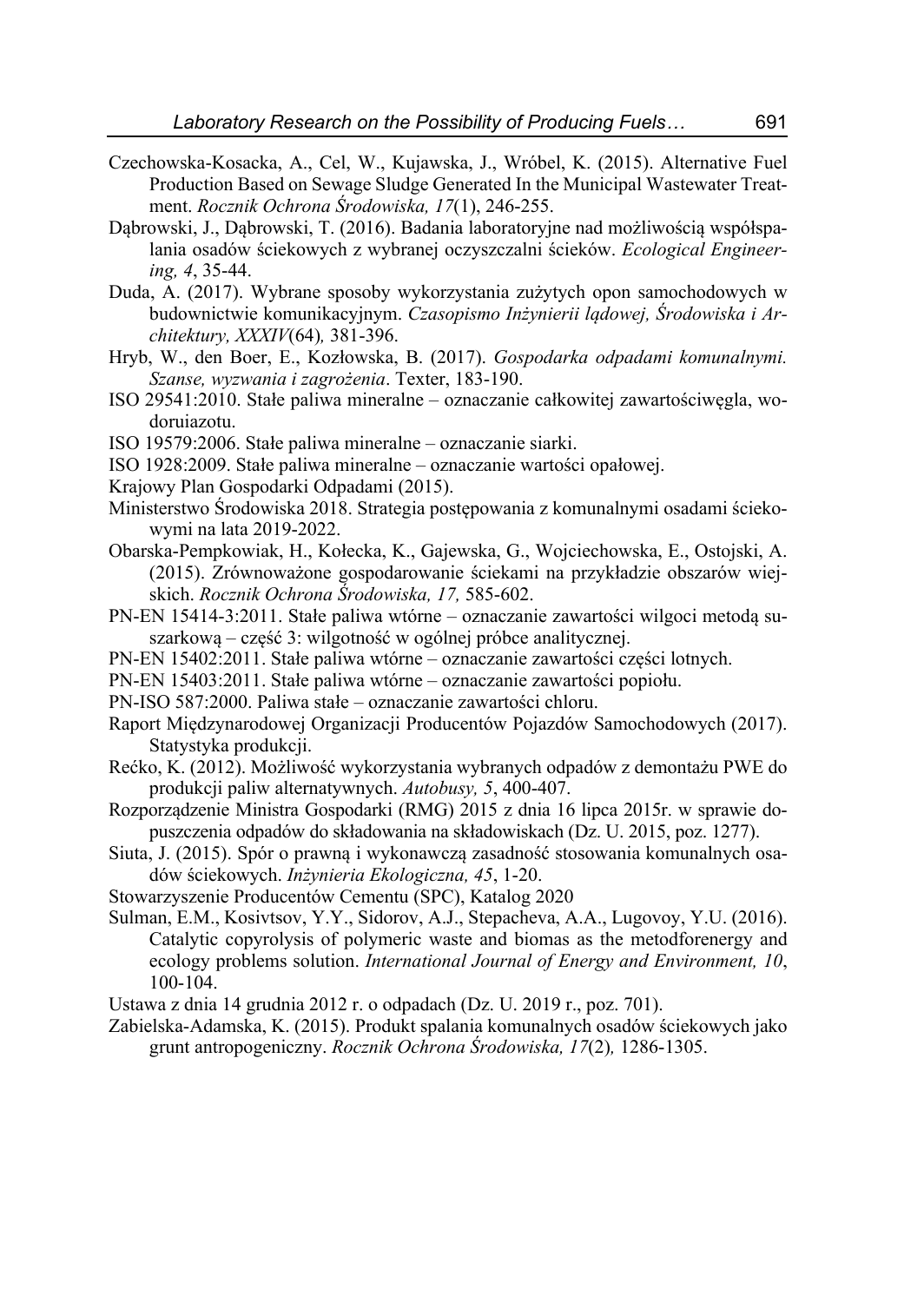Czechowska-Kosacka, A., Cel, W., Kujawska, J., Wróbel, K. (2015). Alternative Fuel Production Based on Sewage Sludge Generated In the Municipal Wastewater Treatment. *Rocznik Ochrona Środowiska, 17*(1), 246-255.

Dąbrowski, J., Dąbrowski, T. (2016). Badania laboratoryjne nad możliwością współspalania osadów ściekowych z wybranej oczyszczalni ścieków. *Ecological Engineering, 4*, 35-44.

Duda, A. (2017). Wybrane sposoby wykorzystania zużytych opon samochodowych w budownictwie komunikacyjnym. *Czasopismo Inżynierii lądowej, Środowiska i Architektury, XXXIV*(64)*,* 381-396.

Hryb, W., den Boer, E., Kozłowska, B. (2017). *Gospodarka odpadami komunalnymi. Szanse, wyzwania i zagrożenia*. Texter, 183-190.

ISO 29541:2010. Stałe paliwa mineralne – oznaczanie całkowitej zawartościwęgla, wodoruiazotu.

ISO 19579:2006. Stałe paliwa mineralne – oznaczanie siarki.

ISO 1928:2009. Stałe paliwa mineralne – oznaczanie wartości opałowej.

Krajowy Plan Gospodarki Odpadami (2015).

Ministerstwo Środowiska 2018. Strategia postępowania z komunalnymi osadami ściekowymi na lata 2019-2022.

Obarska-Pempkowiak, H., Kołecka, K., Gajewska, G., Wojciechowska, E., Ostojski, A. (2015). Zrównoważone gospodarowanie ściekami na przykładzie obszarów wiejskich. *Rocznik Ochrona Środowiska, 17,* 585-602.

PN-EN 15414-3:2011. Stałe paliwa wtórne – oznaczanie zawartości wilgoci metodą suszarkową – część 3: wilgotność w ogólnej próbce analitycznej.

PN-EN 15402:2011. Stałe paliwa wtórne – oznaczanie zawartości części lotnych.

PN-EN 15403:2011. Stałe paliwa wtórne – oznaczanie zawartości popiołu.

PN-ISO 587:2000. Paliwa stałe – oznaczanie zawartości chloru.

Raport Międzynarodowej Organizacji Producentów Pojazdów Samochodowych (2017). Statystyka produkcji.

Rećko, K. (2012). Możliwość wykorzystania wybranych odpadów z demontażu PWE do produkcji paliw alternatywnych. *Autobusy, 5*, 400-407.

Rozporządzenie Ministra Gospodarki (RMG) 2015 z dnia 16 lipca 2015r. w sprawie dopuszczenia odpadów do składowania na składowiskach (Dz. U. 2015, poz. 1277).

Siuta, J. (2015). Spór o prawną i wykonawczą zasadność stosowania komunalnych osadów ściekowych. *Inżynieria Ekologiczna, 45*, 1-20.

Stowarzyszenie Producentów Cementu (SPC), Katalog 2020

Sulman, E.M., Kosivtsov, Y.Y., Sidorov, A.J., Stepacheva, A.A., Lugovoy, Y.U. (2016). Catalytic copyrolysis of polymeric waste and biomas as the metodforenergy and ecology problems solution. *International Journal of Energy and Environment, 10*, 100-104.

Ustawa z dnia 14 grudnia 2012 r. o odpadach (Dz. U. 2019 r., poz. 701).

Zabielska-Adamska, K. (2015). Produkt spalania komunalnych osadów ściekowych jako grunt antropogeniczny. *Rocznik Ochrona Środowiska, 17*(2)*,* 1286-1305.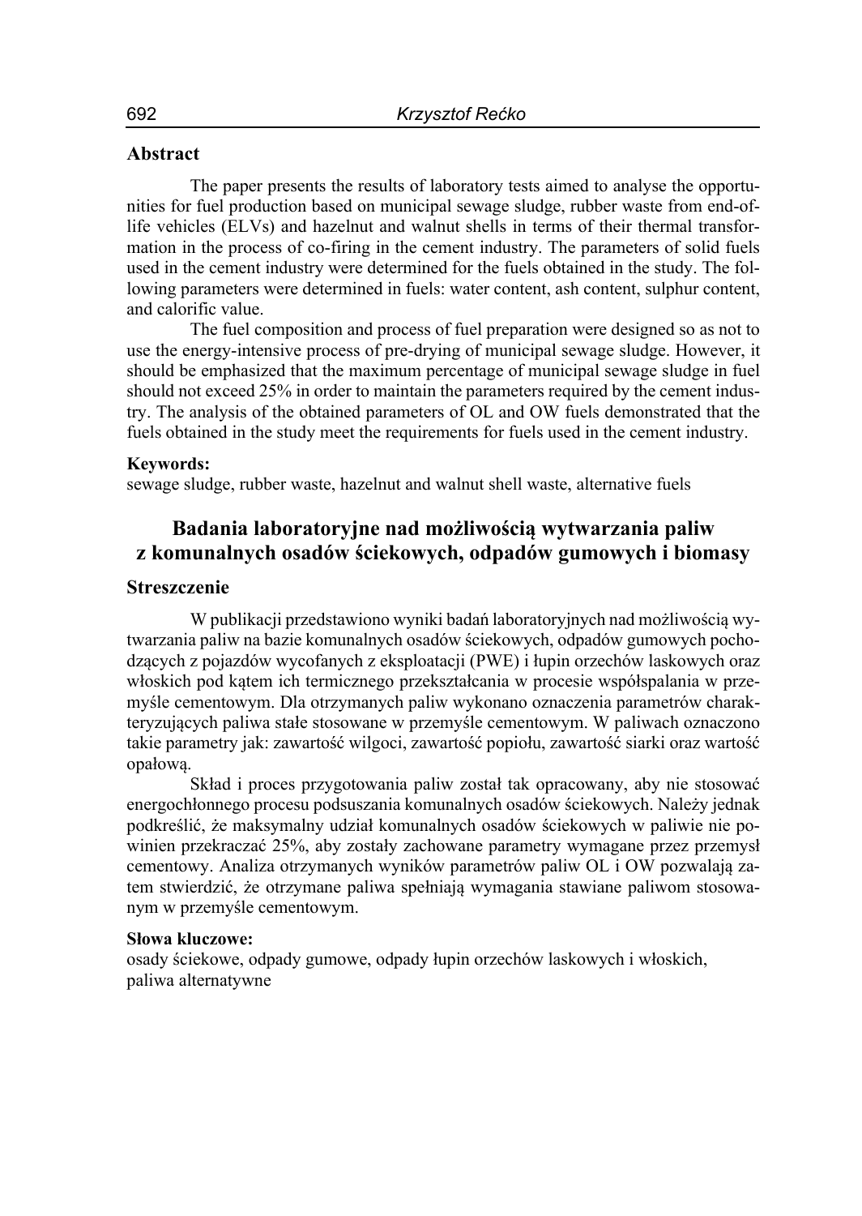### Abstract

The paper presents the results of laboratory tests aimed to analyse the opportunities for fuel production based on municipal sewage sludge, rubber waste from end-of-life vehicles (ELVs) and hazelnut and walnut shells in terms of their thermal transformation in the process of co-firing in the cement industry. The parameters of solid fuels used in the cement industry were determined for the fuels obtained in the study. The following parameters were determined in fuels: water content, ash content, sulphur content, and calorific value.

The fuel composition and process of fuel preparation were designed so as not to use the energy-intensive process of pre-drying of municipal sewage sludge. However, it should be emphasized that the maximum percentage of municipal sewage sludge in fuel should not exceed 25% in order to maintain the parameters required by the cement industry. The analysis of the obtained parameters of OL and OW fuels demonstrated that the fuels obtained in the study meet the requirements for fuels used in the cement industry.

**Keywords:**
sewage sludge, rubber waste, hazelnut and walnut shell waste, alternative fuels

## Badania laboratoryjne nad możliwością wytwarzania paliw z komunalnych osadów ściekowych, odpadów gumowych i biomasy

### Streszczenie

W publikacji przedstawiono wyniki badań laboratoryjnych nad możliwością wytwarzania paliw na bazie komunalnych osadów ściekowych, odpadów gumowych pochodzących z pojazdów wycofanych z eksploatacji (PWE) i łupin orzechów laskowych oraz włoskich pod kątem ich termicznego przekształcania w procesie współspalania w przemyśle cementowym. Dla otrzymanych paliw wykonano oznaczenia parametrów charakteryzujących paliwa stałe stosowane w przemyśle cementowym. W paliwach oznaczono takie parametry jak: zawartość wilgoci, zawartość popiołu, zawartość siarki oraz wartość opałową.

Skład i proces przygotowania paliw został tak opracowany, aby nie stosować energochłonnego procesu podsuszania komunalnych osadów ściekowych. Należy jednak podkreślić, że maksymalny udział komunalnych osadów ściekowych w paliwie nie powinien przekraczać 25%, aby zostały zachowane parametry wymagane przez przemysł cementowy. Analiza otrzymanych wyników parametrów paliw OL i OW pozwalają zatem stwierdzić, że otrzymane paliwa spełniają wymagania stawiane paliwom stosowanym w przemyśle cementowym.

**Słowa kluczowe:**
osady ściekowe, odpady gumowe, odpady łupin orzechów laskowych i włoskich, paliwa alternatywne